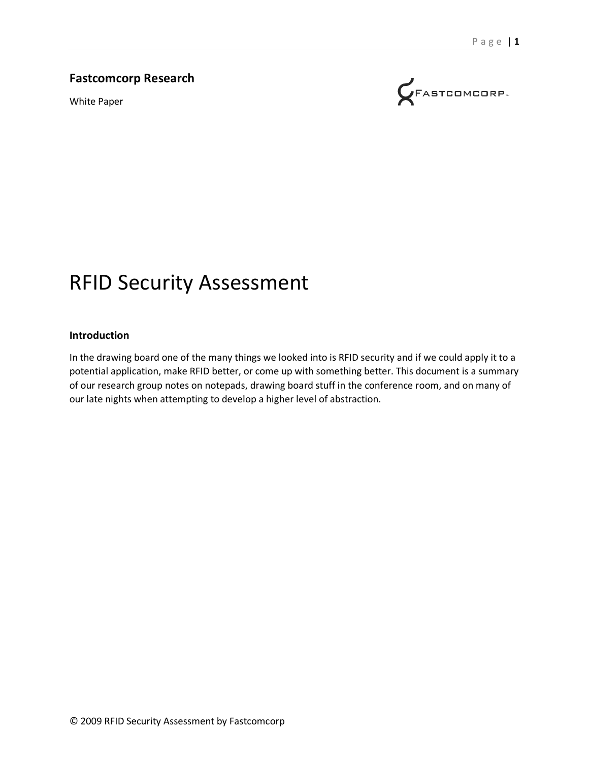**Fastcomcorp Research**

White Paper

# RFID Security Assessment

## Introduction

In the drawing board one of the many things we looked into is RFID security and if we could apply it to a potential application, make RFID better, or come up with something better. This document is a summary of our research group notes on notepads, drawing board stuff in the conference room, and on many of our late nights when attempting to develop a higher level of abstraction.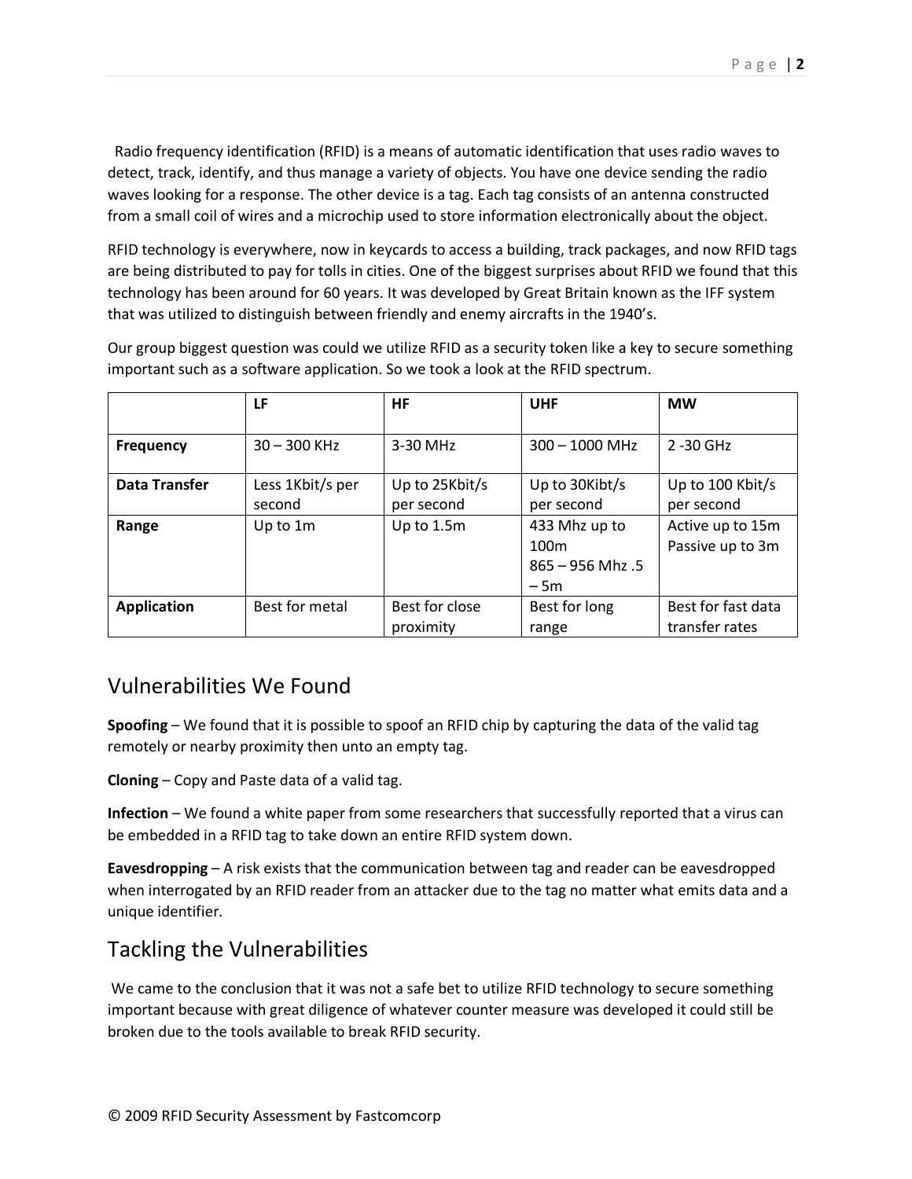Radio frequency identification (RFID) is a means of automatic identification that uses radio waves to detect, track, identify, and thus manage a variety of objects. You have one device sending the radio waves looking for a response. The other device is a tag. Each tag consists of an antenna constructed from a small coil of wires and a microchip used to store information electronically about the object.

RFID technology is everywhere, now in keycards to access a building, track packages, and now RFID tags are being distributed to pay for tolls in cities. One of the biggest surprises about RFID we found that this technology has been around for 60 years. It was developed by Great Britain known as the IFF system that was utilized to distinguish between friendly and enemy aircrafts in the 1940's.

Our group biggest question was could we utilize RFID as a security token like a key to secure something important such as a software application. So we took a look at the RFID spectrum.

| | LF | HF | UHF | MW |
|---|---|---|---|---|
| **Frequency** | 30 – 300 KHz | 3-30 MHz | 300 – 1000 MHz | 2 -30 GHz |
| **Data Transfer** | Less 1Kbit/s per second | Up to 25Kbit/s per second | Up to 30Kibt/s per second | Up to 100 Kbit/s per second |
| **Range** | Up to 1m | Up to 1.5m | 433 Mhz up to 100m<br>865 – 956 Mhz .5 – 5m | Active up to 15m<br>Passive up to 3m |
| **Application** | Best for metal | Best for close proximity | Best for long range | Best for fast data transfer rates |

## Vulnerabilities We Found

**Spoofing** – We found that it is possible to spoof an RFID chip by capturing the data of the valid tag remotely or nearby proximity then unto an empty tag.

**Cloning** – Copy and Paste data of a valid tag.

**Infection** – We found a white paper from some researchers that successfully reported that a virus can be embedded in a RFID tag to take down an entire RFID system down.

**Eavesdropping** – A risk exists that the communication between tag and reader can be eavesdropped when interrogated by an RFID reader from an attacker due to the tag no matter what emits data and a unique identifier.

## Tackling the Vulnerabilities

We came to the conclusion that it was not a safe bet to utilize RFID technology to secure something important because with great diligence of whatever counter measure was developed it could still be broken due to the tools available to break RFID security.

© 2009 RFID Security Assessment by Fastcomcorp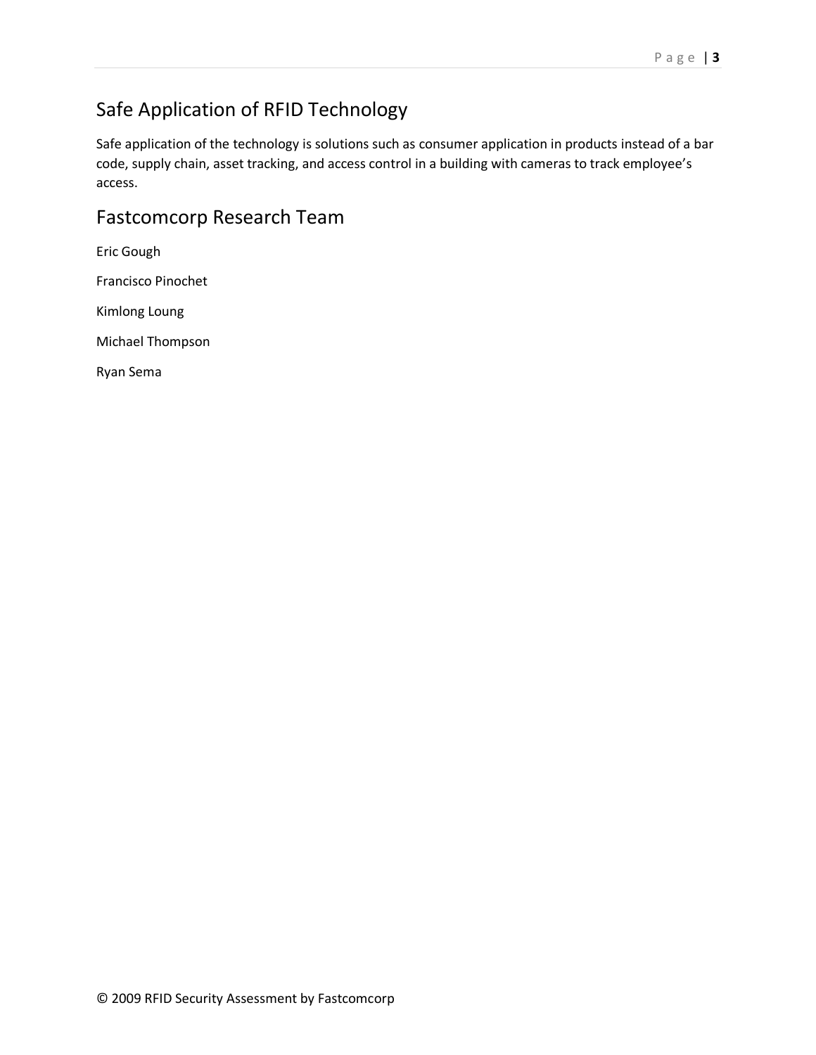## Safe Application of RFID Technology

Safe application of the technology is solutions such as consumer application in products instead of a bar code, supply chain, asset tracking, and access control in a building with cameras to track employee's access.

## Fastcomcorp Research Team

Eric Gough

Francisco Pinochet

Kimlong Loung

Michael Thompson

Ryan Sema